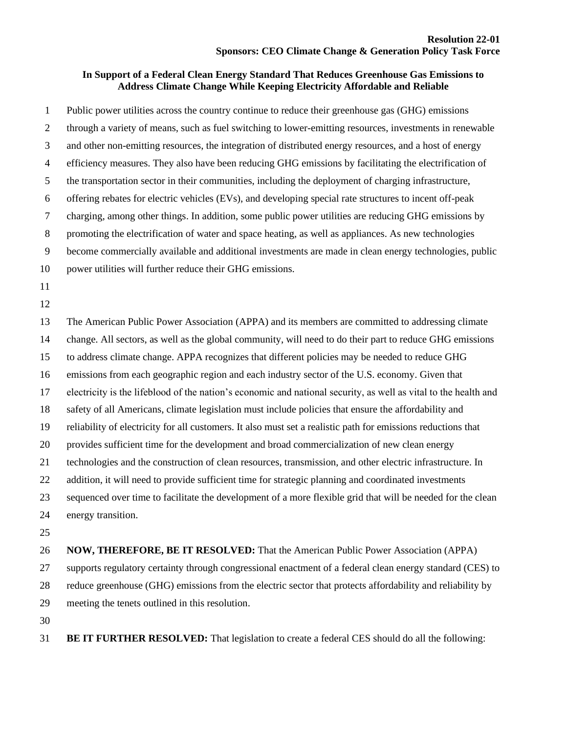**Resolution 22-01**
**Sponsors: CEO Climate Change & Generation Policy Task Force**

**In Support of a Federal Clean Energy Standard That Reduces Greenhouse Gas Emissions to Address Climate Change While Keeping Electricity Affordable and Reliable**

Public power utilities across the country continue to reduce their greenhouse gas (GHG) emissions through a variety of means, such as fuel switching to lower-emitting resources, investments in renewable and other non-emitting resources, the integration of distributed energy resources, and a host of energy efficiency measures. They also have been reducing GHG emissions by facilitating the electrification of the transportation sector in their communities, including the deployment of charging infrastructure, offering rebates for electric vehicles (EVs), and developing special rate structures to incent off-peak charging, among other things. In addition, some public power utilities are reducing GHG emissions by promoting the electrification of water and space heating, as well as appliances. As new technologies become commercially available and additional investments are made in clean energy technologies, public power utilities will further reduce their GHG emissions.

The American Public Power Association (APPA) and its members are committed to addressing climate change. All sectors, as well as the global community, will need to do their part to reduce GHG emissions to address climate change. APPA recognizes that different policies may be needed to reduce GHG emissions from each geographic region and each industry sector of the U.S. economy. Given that electricity is the lifeblood of the nation's economic and national security, as well as vital to the health and safety of all Americans, climate legislation must include policies that ensure the affordability and reliability of electricity for all customers. It also must set a realistic path for emissions reductions that provides sufficient time for the development and broad commercialization of new clean energy technologies and the construction of clean resources, transmission, and other electric infrastructure. In addition, it will need to provide sufficient time for strategic planning and coordinated investments sequenced over time to facilitate the development of a more flexible grid that will be needed for the clean energy transition.

**NOW, THEREFORE, BE IT RESOLVED:** That the American Public Power Association (APPA) supports regulatory certainty through congressional enactment of a federal clean energy standard (CES) to reduce greenhouse (GHG) emissions from the electric sector that protects affordability and reliability by meeting the tenets outlined in this resolution.

**BE IT FURTHER RESOLVED:** That legislation to create a federal CES should do all the following: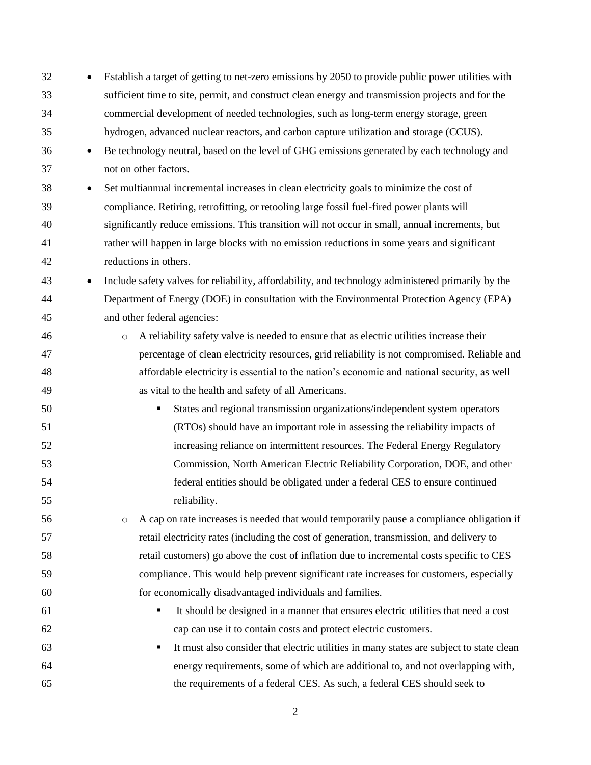- Establish a target of getting to net-zero emissions by 2050 to provide public power utilities with sufficient time to site, permit, and construct clean energy and transmission projects and for the commercial development of needed technologies, such as long-term energy storage, green hydrogen, advanced nuclear reactors, and carbon capture utilization and storage (CCUS).
- Be technology neutral, based on the level of GHG emissions generated by each technology and not on other factors.
- Set multiannual incremental increases in clean electricity goals to minimize the cost of compliance. Retiring, retrofitting, or retooling large fossil fuel-fired power plants will significantly reduce emissions. This transition will not occur in small, annual increments, but rather will happen in large blocks with no emission reductions in some years and significant reductions in others.
- Include safety valves for reliability, affordability, and technology administered primarily by the Department of Energy (DOE) in consultation with the Environmental Protection Agency (EPA) and other federal agencies:
    - A reliability safety valve is needed to ensure that as electric utilities increase their percentage of clean electricity resources, grid reliability is not compromised. Reliable and affordable electricity is essential to the nation's economic and national security, as well as vital to the health and safety of all Americans.
        - States and regional transmission organizations/independent system operators (RTOs) should have an important role in assessing the reliability impacts of increasing reliance on intermittent resources. The Federal Energy Regulatory Commission, North American Electric Reliability Corporation, DOE, and other federal entities should be obligated under a federal CES to ensure continued reliability.
    - A cap on rate increases is needed that would temporarily pause a compliance obligation if retail electricity rates (including the cost of generation, transmission, and delivery to retail customers) go above the cost of inflation due to incremental costs specific to CES compliance. This would help prevent significant rate increases for customers, especially for economically disadvantaged individuals and families.
        - It should be designed in a manner that ensures electric utilities that need a cost cap can use it to contain costs and protect electric customers.
        - It must also consider that electric utilities in many states are subject to state clean energy requirements, some of which are additional to, and not overlapping with, the requirements of a federal CES. As such, a federal CES should seek to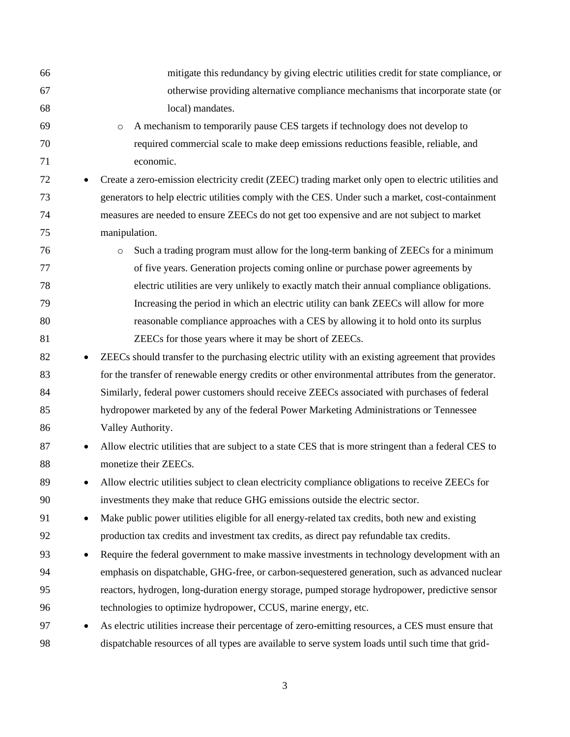mitigate this redundancy by giving electric utilities credit for state compliance, or otherwise providing alternative compliance mechanisms that incorporate state (or local) mandates.

    - A mechanism to temporarily pause CES targets if technology does not develop to required commercial scale to make deep emissions reductions feasible, reliable, and economic.

- Create a zero-emission electricity credit (ZEEC) trading market only open to electric utilities and generators to help electric utilities comply with the CES. Under such a market, cost-containment measures are needed to ensure ZEECs do not get too expensive and are not subject to market manipulation.
    - Such a trading program must allow for the long-term banking of ZEECs for a minimum of five years. Generation projects coming online or purchase power agreements by electric utilities are very unlikely to exactly match their annual compliance obligations. Increasing the period in which an electric utility can bank ZEECs will allow for more reasonable compliance approaches with a CES by allowing it to hold onto its surplus ZEECs for those years where it may be short of ZEECs.
- ZEECs should transfer to the purchasing electric utility with an existing agreement that provides for the transfer of renewable energy credits or other environmental attributes from the generator. Similarly, federal power customers should receive ZEECs associated with purchases of federal hydropower marketed by any of the federal Power Marketing Administrations or Tennessee Valley Authority.
- Allow electric utilities that are subject to a state CES that is more stringent than a federal CES to monetize their ZEECs.
- Allow electric utilities subject to clean electricity compliance obligations to receive ZEECs for investments they make that reduce GHG emissions outside the electric sector.
- Make public power utilities eligible for all energy-related tax credits, both new and existing production tax credits and investment tax credits, as direct pay refundable tax credits.
- Require the federal government to make massive investments in technology development with an emphasis on dispatchable, GHG-free, or carbon-sequestered generation, such as advanced nuclear reactors, hydrogen, long-duration energy storage, pumped storage hydropower, predictive sensor technologies to optimize hydropower, CCUS, marine energy, etc.
- As electric utilities increase their percentage of zero-emitting resources, a CES must ensure that dispatchable resources of all types are available to serve system loads until such time that grid-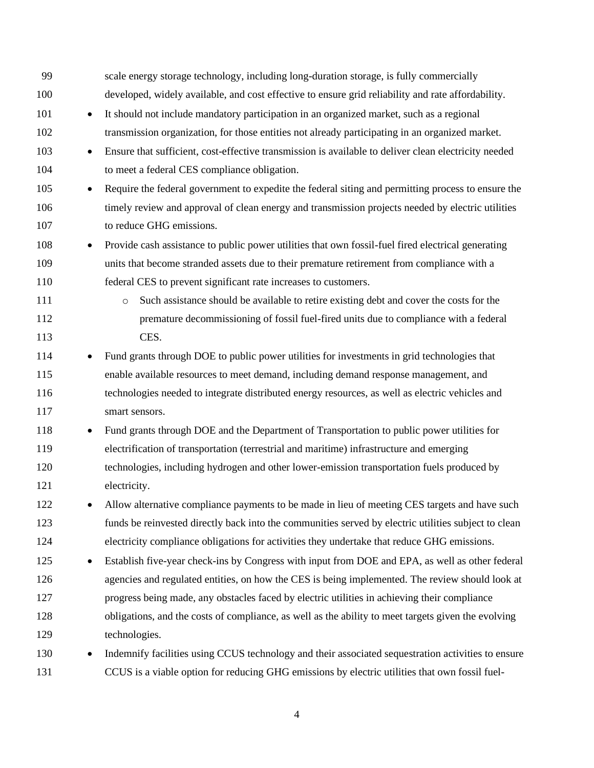scale energy storage technology, including long-duration storage, is fully commercially developed, widely available, and cost effective to ensure grid reliability and rate affordability.

- It should not include mandatory participation in an organized market, such as a regional transmission organization, for those entities not already participating in an organized market.
- Ensure that sufficient, cost-effective transmission is available to deliver clean electricity needed to meet a federal CES compliance obligation.
- Require the federal government to expedite the federal siting and permitting process to ensure the timely review and approval of clean energy and transmission projects needed by electric utilities to reduce GHG emissions.
- Provide cash assistance to public power utilities that own fossil-fuel fired electrical generating units that become stranded assets due to their premature retirement from compliance with a federal CES to prevent significant rate increases to customers.
  - Such assistance should be available to retire existing debt and cover the costs for the premature decommissioning of fossil fuel-fired units due to compliance with a federal CES.
- Fund grants through DOE to public power utilities for investments in grid technologies that enable available resources to meet demand, including demand response management, and technologies needed to integrate distributed energy resources, as well as electric vehicles and smart sensors.
- Fund grants through DOE and the Department of Transportation to public power utilities for electrification of transportation (terrestrial and maritime) infrastructure and emerging technologies, including hydrogen and other lower-emission transportation fuels produced by electricity.
- Allow alternative compliance payments to be made in lieu of meeting CES targets and have such funds be reinvested directly back into the communities served by electric utilities subject to clean electricity compliance obligations for activities they undertake that reduce GHG emissions.
- Establish five-year check-ins by Congress with input from DOE and EPA, as well as other federal agencies and regulated entities, on how the CES is being implemented. The review should look at progress being made, any obstacles faced by electric utilities in achieving their compliance obligations, and the costs of compliance, as well as the ability to meet targets given the evolving technologies.
- Indemnify facilities using CCUS technology and their associated sequestration activities to ensure CCUS is a viable option for reducing GHG emissions by electric utilities that own fossil fuel-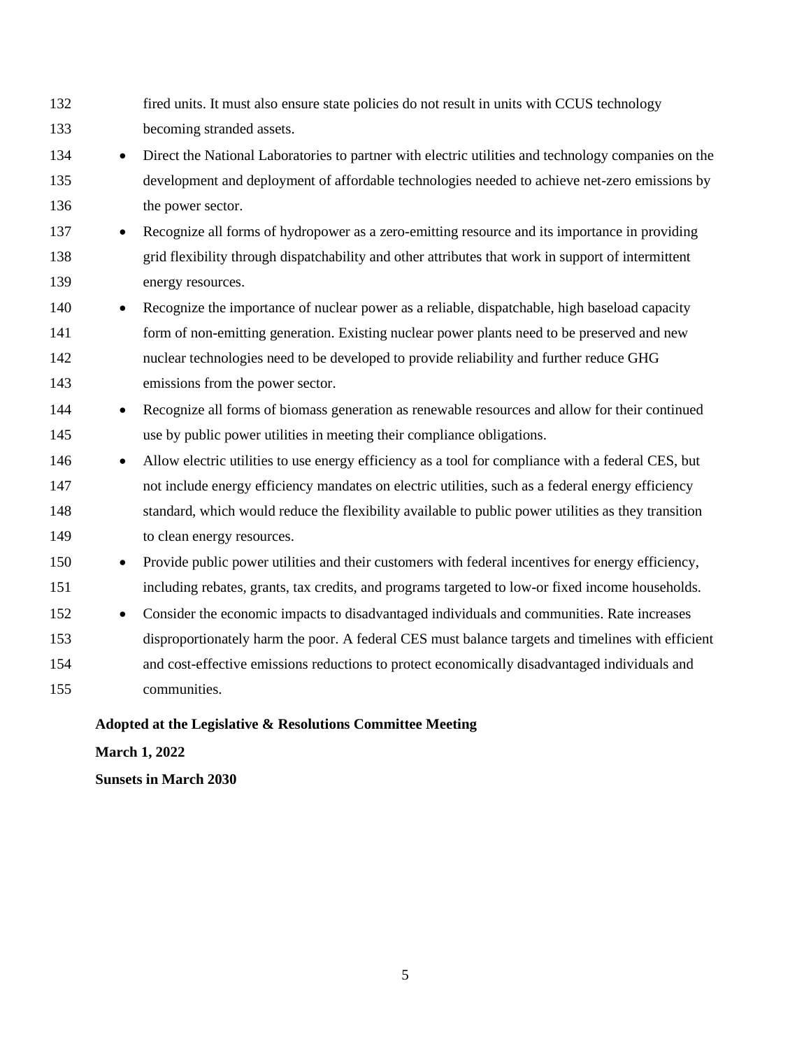fired units. It must also ensure state policies do not result in units with CCUS technology becoming stranded assets.

- Direct the National Laboratories to partner with electric utilities and technology companies on the development and deployment of affordable technologies needed to achieve net-zero emissions by the power sector.
- Recognize all forms of hydropower as a zero-emitting resource and its importance in providing grid flexibility through dispatchability and other attributes that work in support of intermittent energy resources.
- Recognize the importance of nuclear power as a reliable, dispatchable, high baseload capacity form of non-emitting generation. Existing nuclear power plants need to be preserved and new nuclear technologies need to be developed to provide reliability and further reduce GHG emissions from the power sector.
- Recognize all forms of biomass generation as renewable resources and allow for their continued use by public power utilities in meeting their compliance obligations.
- Allow electric utilities to use energy efficiency as a tool for compliance with a federal CES, but not include energy efficiency mandates on electric utilities, such as a federal energy efficiency standard, which would reduce the flexibility available to public power utilities as they transition to clean energy resources.
- Provide public power utilities and their customers with federal incentives for energy efficiency, including rebates, grants, tax credits, and programs targeted to low-or fixed income households.
- Consider the economic impacts to disadvantaged individuals and communities. Rate increases disproportionately harm the poor. A federal CES must balance targets and timelines with efficient and cost-effective emissions reductions to protect economically disadvantaged individuals and communities.

**Adopted at the Legislative & Resolutions Committee Meeting**

**March 1, 2022**

**Sunsets in March 2030**